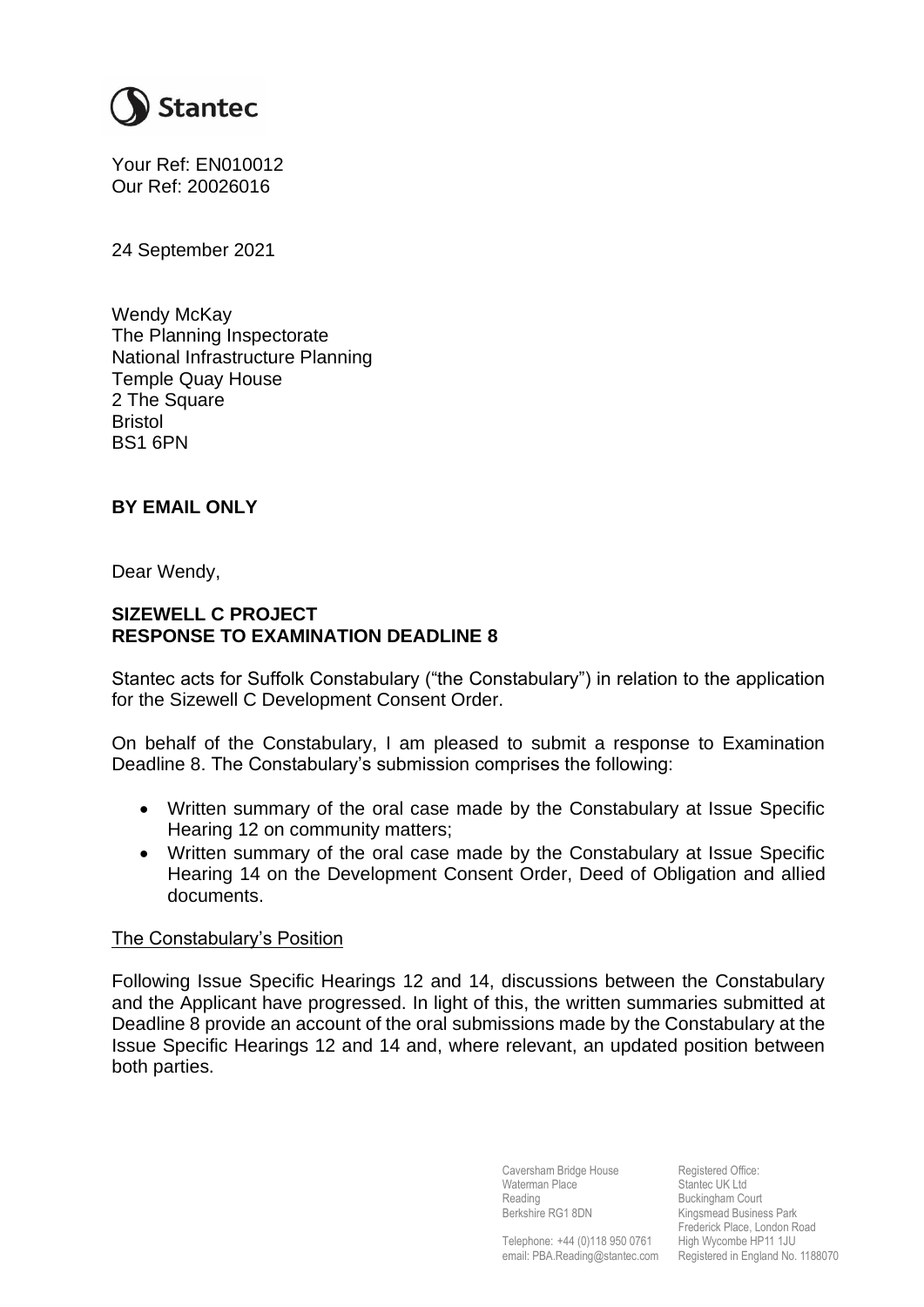Stantec

Your Ref: EN010012
Our Ref: 20026016

24 September 2021

Wendy McKay
The Planning Inspectorate
National Infrastructure Planning
Temple Quay House
2 The Square
Bristol
BS1 6PN

**BY EMAIL ONLY**

Dear Wendy,

**SIZEWELL C PROJECT**
**RESPONSE TO EXAMINATION DEADLINE 8**

Stantec acts for Suffolk Constabulary ("the Constabulary") in relation to the application for the Sizewell C Development Consent Order.

On behalf of the Constabulary, I am pleased to submit a response to Examination Deadline 8. The Constabulary's submission comprises the following:

- Written summary of the oral case made by the Constabulary at Issue Specific Hearing 12 on community matters;
- Written summary of the oral case made by the Constabulary at Issue Specific Hearing 14 on the Development Consent Order, Deed of Obligation and allied documents.

The Constabulary's Position

Following Issue Specific Hearings 12 and 14, discussions between the Constabulary and the Applicant have progressed. In light of this, the written summaries submitted at Deadline 8 provide an account of the oral submissions made by the Constabulary at the Issue Specific Hearings 12 and 14 and, where relevant, an updated position between both parties.

Caversham Bridge House
Waterman Place
Reading
Berkshire RG1 8DN

Telephone: +44 (0)118 950 0761
email: PBA.Reading@stantec.com

Registered Office:
Stantec UK Ltd
Buckingham Court
Kingsmead Business Park
Frederick Place, London Road
High Wycombe HP11 1JU
Registered in England No. 1188070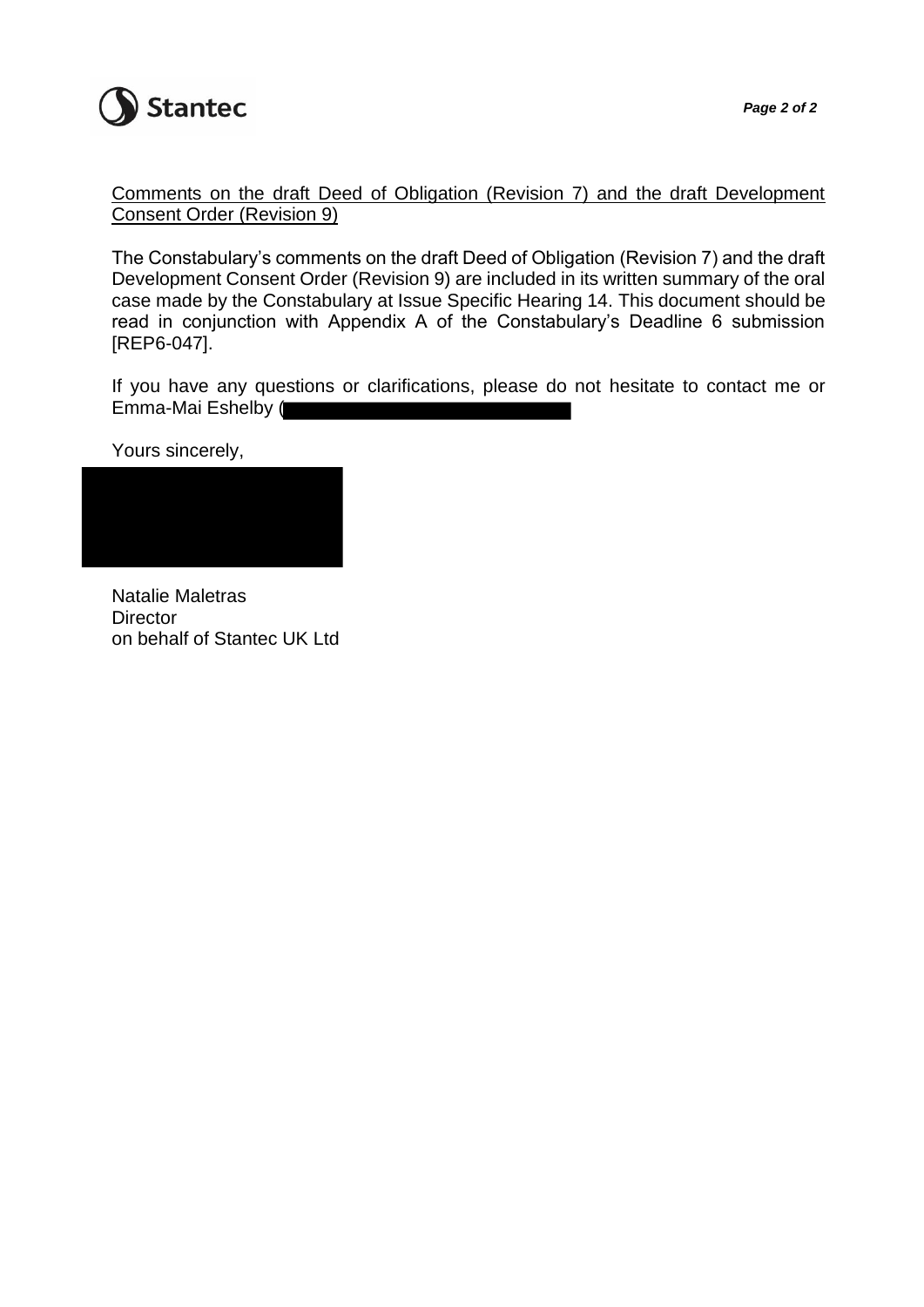Comments on the draft Deed of Obligation (Revision 7) and the draft Development Consent Order (Revision 9)

The Constabulary's comments on the draft Deed of Obligation (Revision 7) and the draft Development Consent Order (Revision 9) are included in its written summary of the oral case made by the Constabulary at Issue Specific Hearing 14. This document should be read in conjunction with Appendix A of the Constabulary's Deadline 6 submission [REP6-047].

If you have any questions or clarifications, please do not hesitate to contact me or Emma-Mai Eshelby (

Yours sincerely,

Natalie Maletras
Director
on behalf of Stantec UK Ltd